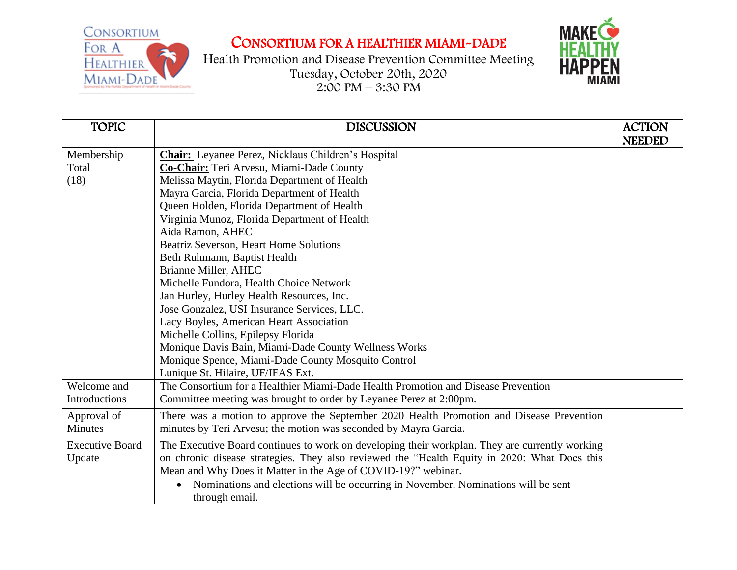# CONSORTIUM FOR A HEALTHIER MIAMI-DADE

Health Promotion and Disease Prevention Committee Meeting
Tuesday, October 20th, 2020
2:00 PM – 3:30 PM

| TOPIC | DISCUSSION | ACTION NEEDED |
|---|---|---|
| Membership Total (18) | **Chair:** Leyanee Perez, Nicklaus Children's Hospital<br>**Co-Chair:** Teri Arvesu, Miami-Dade County<br>Melissa Maytin, Florida Department of Health<br>Mayra Garcia, Florida Department of Health<br>Queen Holden, Florida Department of Health<br>Virginia Munoz, Florida Department of Health<br>Aida Ramon, AHEC<br>Beatriz Severson, Heart Home Solutions<br>Beth Ruhmann, Baptist Health<br>Brianne Miller, AHEC<br>Michelle Fundora, Health Choice Network<br>Jan Hurley, Hurley Health Resources, Inc.<br>Jose Gonzalez, USI Insurance Services, LLC.<br>Lacy Boyles, American Heart Association<br>Michelle Collins, Epilepsy Florida<br>Monique Davis Bain, Miami-Dade County Wellness Works<br>Monique Spence, Miami-Dade County Mosquito Control<br>Lunique St. Hilaire, UF/IFAS Ext. | |
| Welcome and Introductions | The Consortium for a Healthier Miami-Dade Health Promotion and Disease Prevention Committee meeting was brought to order by Leyanee Perez at 2:00pm. | |
| Approval of Minutes | There was a motion to approve the September 2020 Health Promotion and Disease Prevention minutes by Teri Arvesu; the motion was seconded by Mayra Garcia. | |
| Executive Board Update | The Executive Board continues to work on developing their workplan. They are currently working on chronic disease strategies. They also reviewed the "Health Equity in 2020: What Does this Mean and Why Does it Matter in the Age of COVID-19?" webinar.<br>• Nominations and elections will be occurring in November. Nominations will be sent through email. | |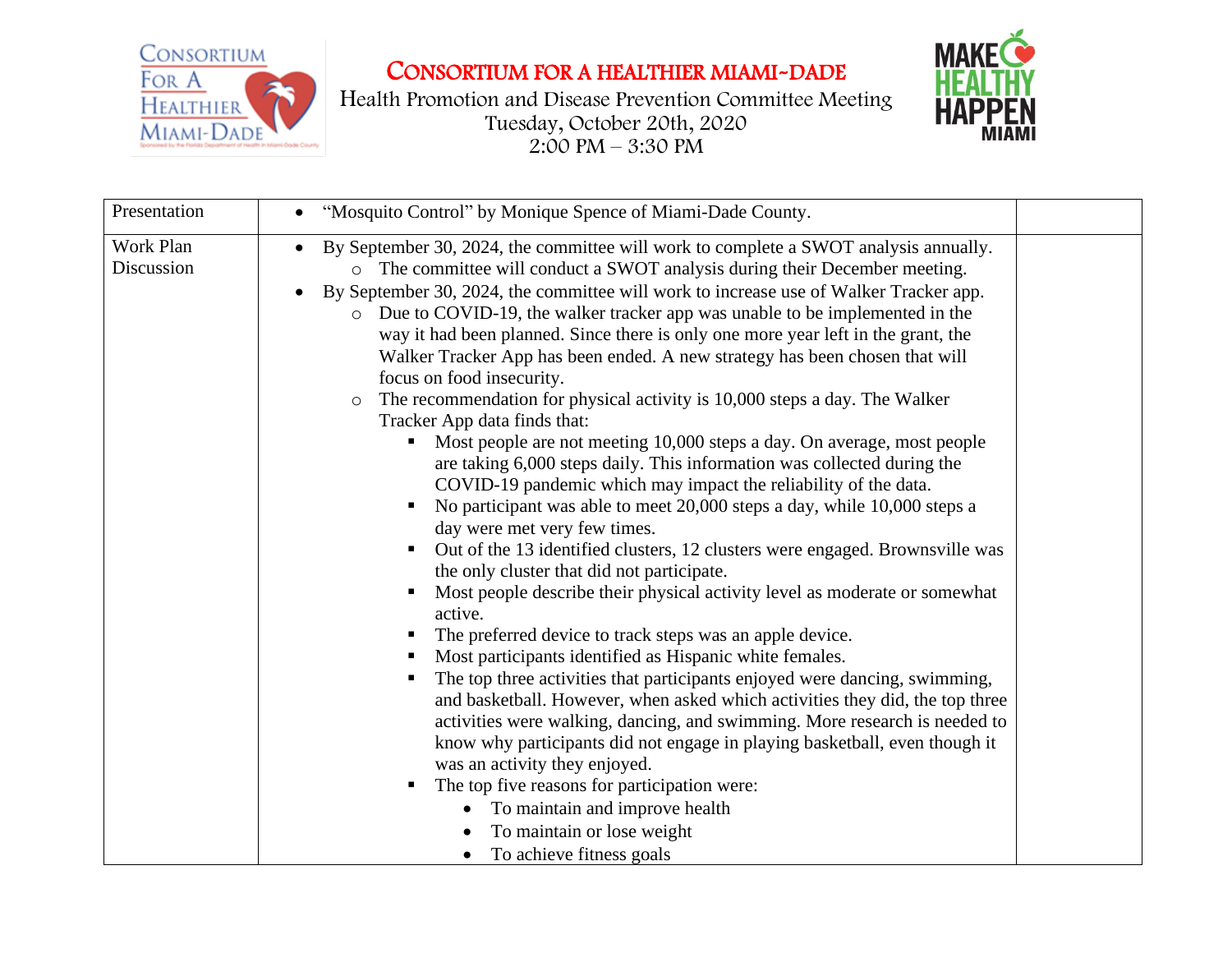# Consortium for a Healthier Miami-Dade

Health Promotion and Disease Prevention Committee Meeting
Tuesday, October 20th, 2020
2:00 PM – 3:30 PM

| Presentation | • "Mosquito Control" by Monique Spence of Miami-Dade County. | |
|---|---|---|
| Work Plan Discussion | • By September 30, 2024, the committee will work to complete a SWOT analysis annually.<br>  ○ The committee will conduct a SWOT analysis during their December meeting.<br>• By September 30, 2024, the committee will work to increase use of Walker Tracker app.<br>  ○ Due to COVID-19, the walker tracker app was unable to be implemented in the way it had been planned. Since there is only one more year left in the grant, the Walker Tracker App has been ended. A new strategy has been chosen that will focus on food insecurity.<br>  ○ The recommendation for physical activity is 10,000 steps a day. The Walker Tracker App data finds that:<br>    ▪ Most people are not meeting 10,000 steps a day. On average, most people are taking 6,000 steps daily. This information was collected during the COVID-19 pandemic which may impact the reliability of the data.<br>    ▪ No participant was able to meet 20,000 steps a day, while 10,000 steps a day were met very few times.<br>    ▪ Out of the 13 identified clusters, 12 clusters were engaged. Brownsville was the only cluster that did not participate.<br>    ▪ Most people describe their physical activity level as moderate or somewhat active.<br>    ▪ The preferred device to track steps was an apple device.<br>    ▪ Most participants identified as Hispanic white females.<br>    ▪ The top three activities that participants enjoyed were dancing, swimming, and basketball. However, when asked which activities they did, the top three activities were walking, dancing, and swimming. More research is needed to know why participants did not engage in playing basketball, even though it was an activity they enjoyed.<br>    ▪ The top five reasons for participation were:<br>      • To maintain and improve health<br>      • To maintain or lose weight<br>      • To achieve fitness goals | |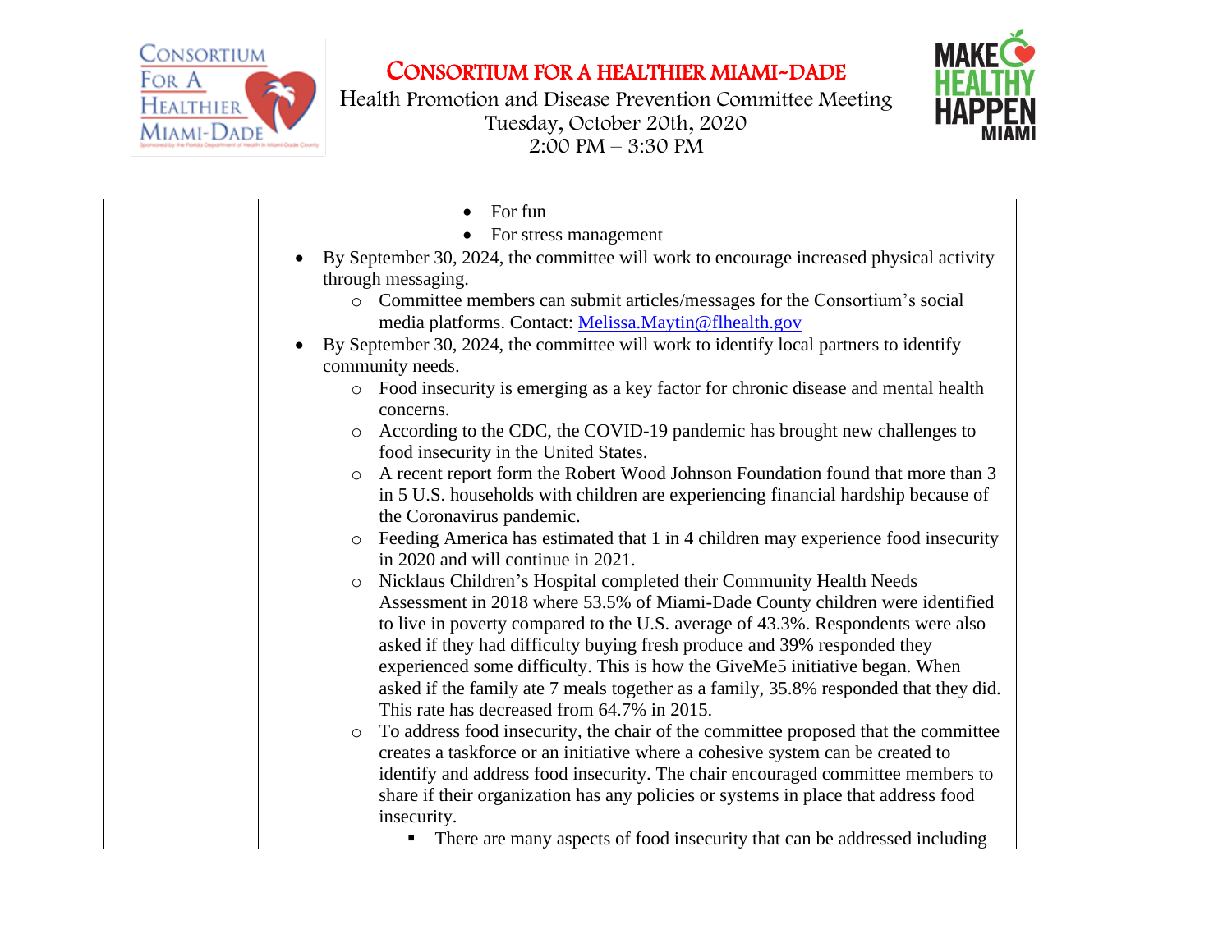| | | |
|---|---|---|
| | - For fun<br>- For stress management<br><br>- By September 30, 2024, the committee will work to encourage increased physical activity through messaging.<br>  - Committee members can submit articles/messages for the Consortium's social media platforms. Contact: [Melissa.Maytin@flhealth.gov](mailto:Melissa.Maytin@flhealth.gov)<br>- By September 30, 2024, the committee will work to identify local partners to identify community needs.<br>  - Food insecurity is emerging as a key factor for chronic disease and mental health concerns.<br>  - According to the CDC, the COVID-19 pandemic has brought new challenges to food insecurity in the United States.<br>  - A recent report form the Robert Wood Johnson Foundation found that more than 3 in 5 U.S. households with children are experiencing financial hardship because of the Coronavirus pandemic.<br>  - Feeding America has estimated that 1 in 4 children may experience food insecurity in 2020 and will continue in 2021.<br>  - Nicklaus Children's Hospital completed their Community Health Needs Assessment in 2018 where 53.5% of Miami-Dade County children were identified to live in poverty compared to the U.S. average of 43.3%. Respondents were also asked if they had difficulty buying fresh produce and 39% responded they experienced some difficulty. This is how the GiveMe5 initiative began. When asked if the family ate 7 meals together as a family, 35.8% responded that they did. This rate has decreased from 64.7% in 2015.<br>  - To address food insecurity, the chair of the committee proposed that the committee creates a taskforce or an initiative where a cohesive system can be created to identify and address food insecurity. The chair encouraged committee members to share if their organization has any policies or systems in place that address food insecurity.<br>    - There are many aspects of food insecurity that can be addressed including | |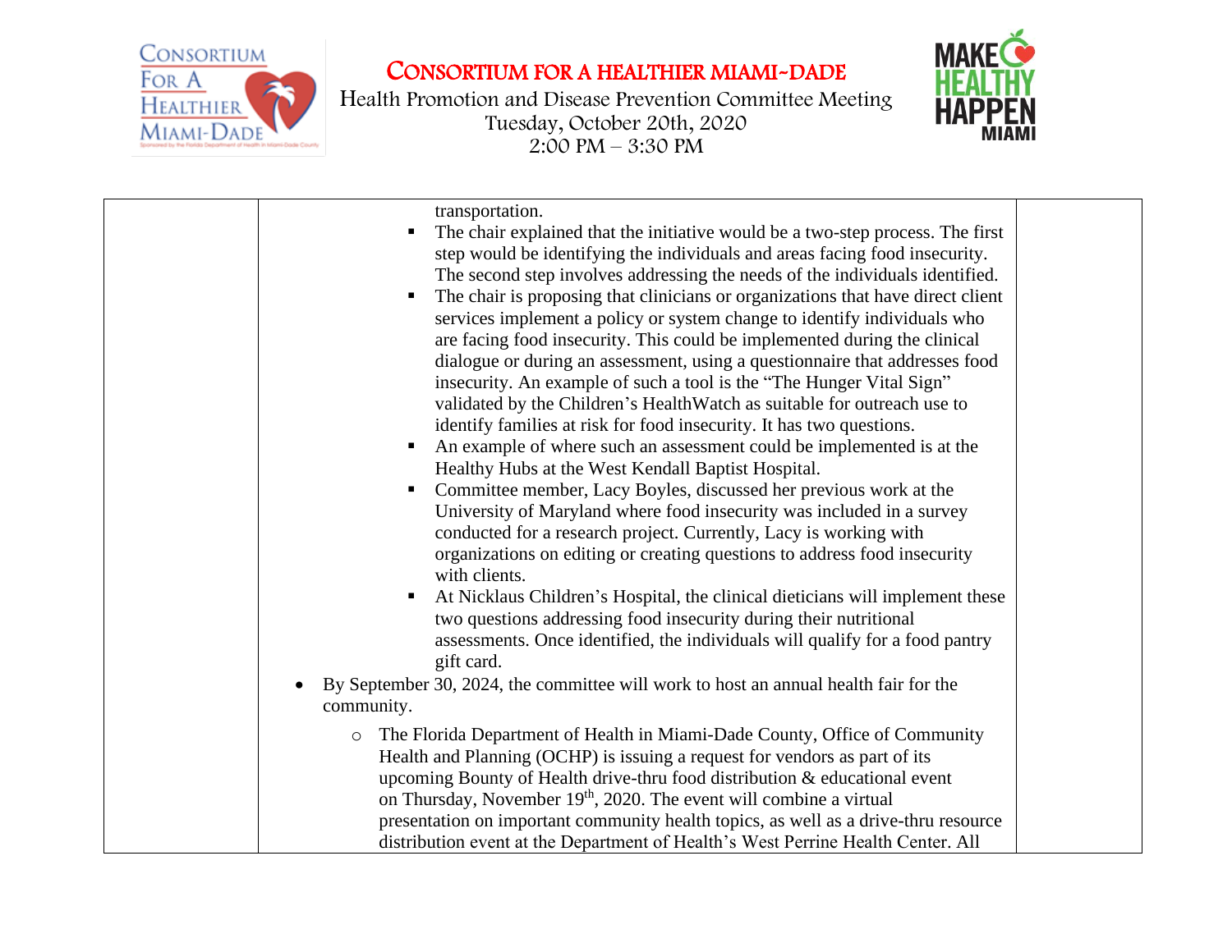| | transportation.<br>▪ The chair explained that the initiative would be a two-step process. The first step would be identifying the individuals and areas facing food insecurity. The second step involves addressing the needs of the individuals identified.<br>▪ The chair is proposing that clinicians or organizations that have direct client services implement a policy or system change to identify individuals who are facing food insecurity. This could be implemented during the clinical dialogue or during an assessment, using a questionnaire that addresses food insecurity. An example of such a tool is the "The Hunger Vital Sign" validated by the Children's HealthWatch as suitable for outreach use to identify families at risk for food insecurity. It has two questions.<br>▪ An example of where such an assessment could be implemented is at the Healthy Hubs at the West Kendall Baptist Hospital.<br>▪ Committee member, Lacy Boyles, discussed her previous work at the University of Maryland where food insecurity was included in a survey conducted for a research project. Currently, Lacy is working with organizations on editing or creating questions to address food insecurity with clients.<br>▪ At Nicklaus Children's Hospital, the clinical dieticians will implement these two questions addressing food insecurity during their nutritional assessments. Once identified, the individuals will qualify for a food pantry gift card.<br>• By September 30, 2024, the committee will work to host an annual health fair for the community.<br>○ The Florida Department of Health in Miami-Dade County, Office of Community Health and Planning (OCHP) is issuing a request for vendors as part of its upcoming Bounty of Health drive-thru food distribution & educational event on Thursday, November 19th, 2020. The event will combine a virtual presentation on important community health topics, as well as a drive-thru resource distribution event at the Department of Health's West Perrine Health Center. All | |
|---|---|---|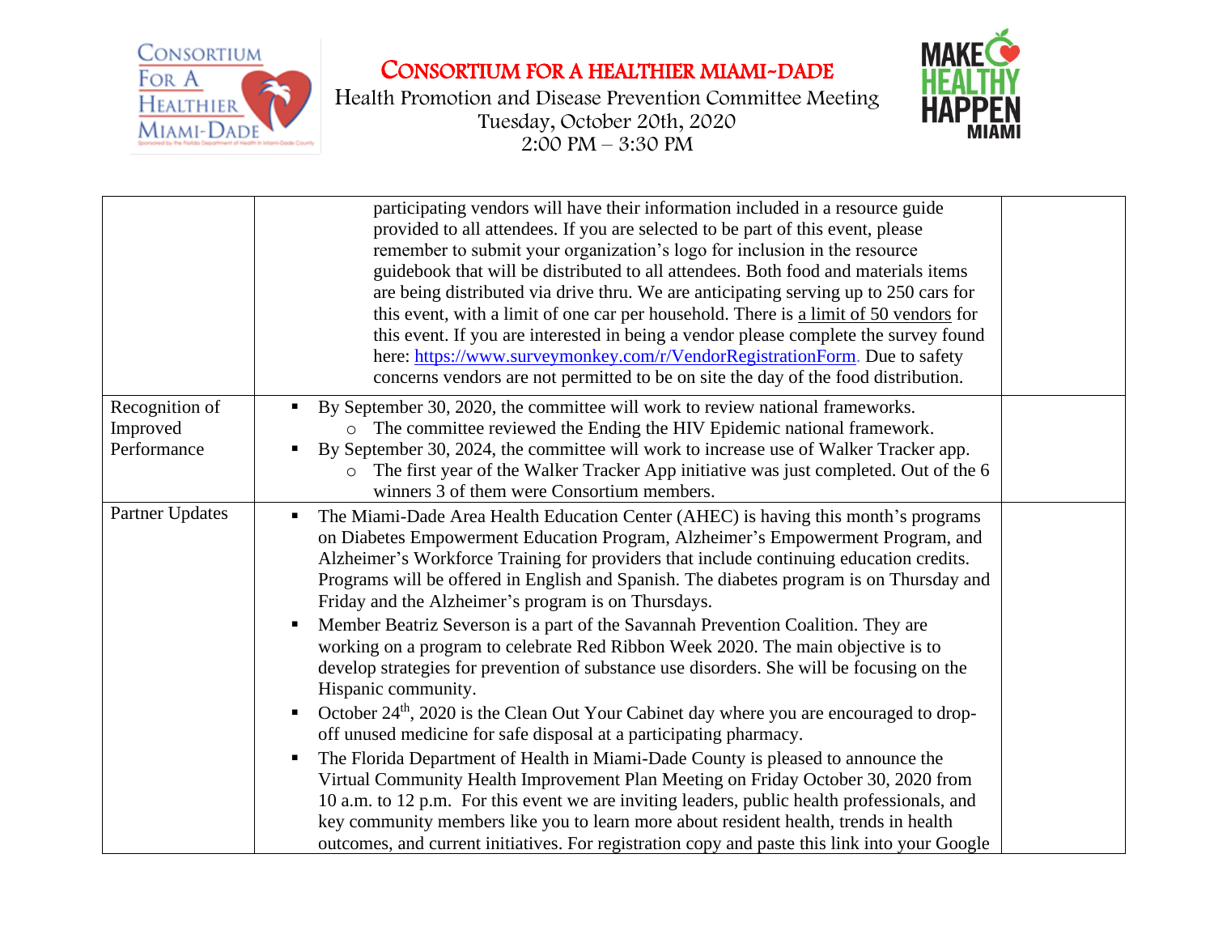# CONSORTIUM FOR A HEALTHIER MIAMI-DADE

Health Promotion and Disease Prevention Committee Meeting
Tuesday, October 20th, 2020
2:00 PM – 3:30 PM

| | | |
|---|---|---|
| | participating vendors will have their information included in a resource guide provided to all attendees. If you are selected to be part of this event, please remember to submit your organization's logo for inclusion in the resource guidebook that will be distributed to all attendees. Both food and materials items are being distributed via drive thru. We are anticipating serving up to 250 cars for this event, with a limit of one car per household. There is a limit of 50 vendors for this event. If you are interested in being a vendor please complete the survey found here: https://www.surveymonkey.com/r/VendorRegistrationForm. Due to safety concerns vendors are not permitted to be on site the day of the food distribution. | |
| Recognition of Improved Performance | ▪ By September 30, 2020, the committee will work to review national frameworks.<br>  ○ The committee reviewed the Ending the HIV Epidemic national framework.<br>▪ By September 30, 2024, the committee will work to increase use of Walker Tracker app.<br>  ○ The first year of the Walker Tracker App initiative was just completed. Out of the 6 winners 3 of them were Consortium members. | |
| Partner Updates | ▪ The Miami-Dade Area Health Education Center (AHEC) is having this month's programs on Diabetes Empowerment Education Program, Alzheimer's Empowerment Program, and Alzheimer's Workforce Training for providers that include continuing education credits. Programs will be offered in English and Spanish. The diabetes program is on Thursday and Friday and the Alzheimer's program is on Thursdays.<br>▪ Member Beatriz Severson is a part of the Savannah Prevention Coalition. They are working on a program to celebrate Red Ribbon Week 2020. The main objective is to develop strategies for prevention of substance use disorders. She will be focusing on the Hispanic community.<br>▪ October 24th, 2020 is the Clean Out Your Cabinet day where you are encouraged to drop-off unused medicine for safe disposal at a participating pharmacy.<br>▪ The Florida Department of Health in Miami-Dade County is pleased to announce the Virtual Community Health Improvement Plan Meeting on Friday October 30, 2020 from 10 a.m. to 12 p.m. For this event we are inviting leaders, public health professionals, and key community members like you to learn more about resident health, trends in health outcomes, and current initiatives. For registration copy and paste this link into your Google | |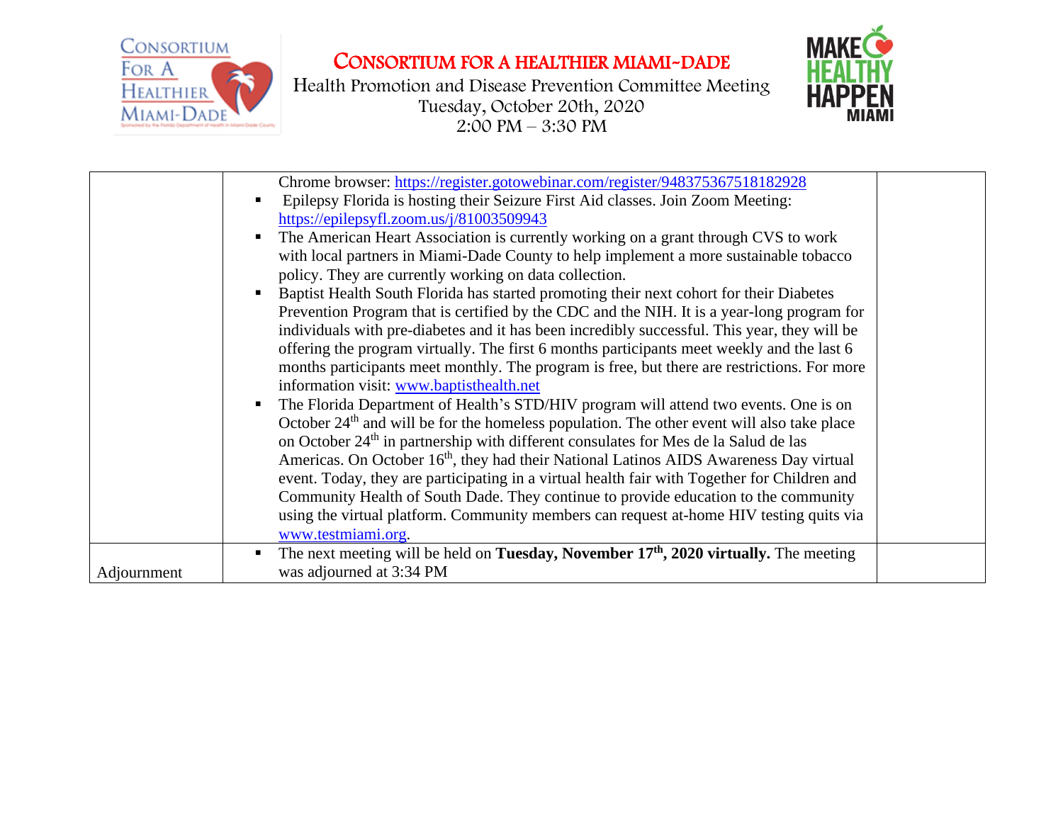# CONSORTIUM FOR A HEALTHIER MIAMI-DADE

Health Promotion and Disease Prevention Committee Meeting
Tuesday, October 20th, 2020
2:00 PM – 3:30 PM

| | | |
|---|---|---|
| | Chrome browser: https://register.gotowebinar.com/register/948375367518182928<br>▪ Epilepsy Florida is hosting their Seizure First Aid classes. Join Zoom Meeting: https://epilepsyfl.zoom.us/j/81003509943<br>▪ The American Heart Association is currently working on a grant through CVS to work with local partners in Miami-Dade County to help implement a more sustainable tobacco policy. They are currently working on data collection.<br>▪ Baptist Health South Florida has started promoting their next cohort for their Diabetes Prevention Program that is certified by the CDC and the NIH. It is a year-long program for individuals with pre-diabetes and it has been incredibly successful. This year, they will be offering the program virtually. The first 6 months participants meet weekly and the last 6 months participants meet monthly. The program is free, but there are restrictions. For more information visit: www.baptisthealth.net<br>▪ The Florida Department of Health's STD/HIV program will attend two events. One is on October 24th and will be for the homeless population. The other event will also take place on October 24th in partnership with different consulates for Mes de la Salud de las Americas. On October 16th, they had their National Latinos AIDS Awareness Day virtual event. Today, they are participating in a virtual health fair with Together for Children and Community Health of South Dade. They continue to provide education to the community using the virtual platform. Community members can request at-home HIV testing quits via www.testmiami.org. | |
| Adjournment | ▪ The next meeting will be held on **Tuesday, November 17th, 2020 virtually.** The meeting was adjourned at 3:34 PM | |